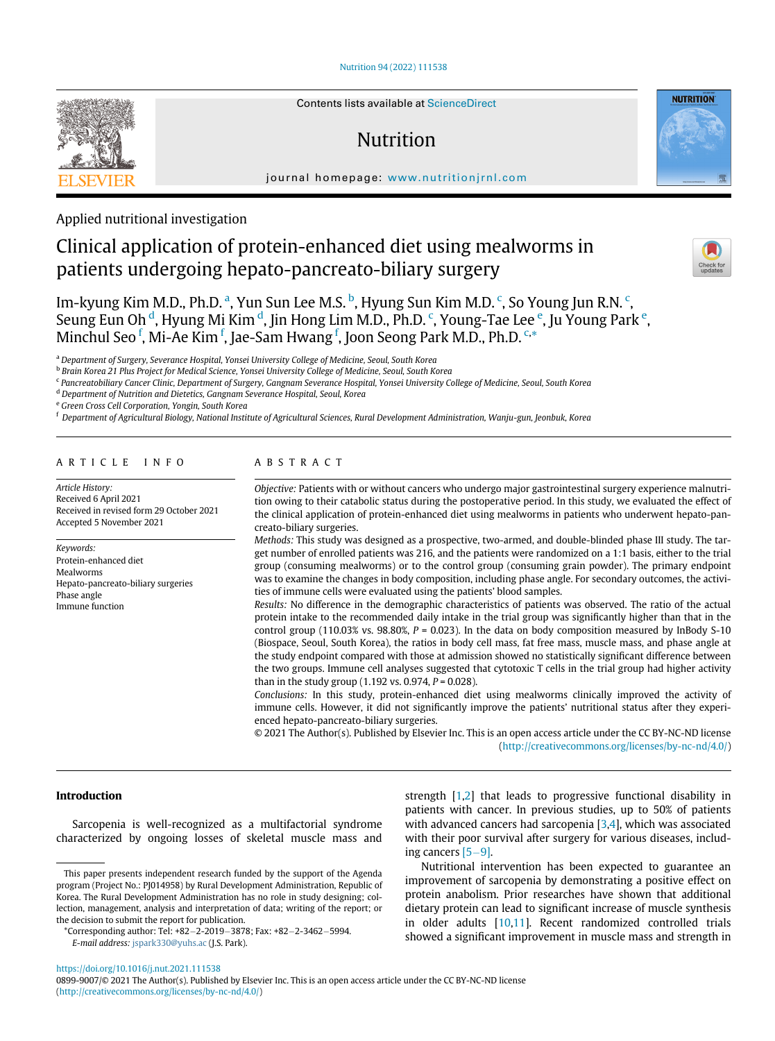Applied nutritional investigation

# Clinical application of protein-enhanced diet using mealworms in patients undergoing hepato-pancreato-biliary surgery

Im-kyung Kim M.D., Ph.D. [a], Yun Sun Lee M.S. [b], Hyung Sun Kim M.D. [c], So Young Jun R.N. [c], Seung Eun Oh [d], Hyung Mi Kim [d], Jin Hong Lim M.D., Ph.D. [c], Young-Tae Lee [e], Ju Young Park [e], Minchul Seo [f], Mi-Ae Kim [f], Jae-Sam Hwang [f], Joon Seong Park M.D., Ph.D. [c,*]

[a] Department of Surgery, Severance Hospital, Yonsei University College of Medicine, Seoul, South Korea
[b] Brain Korea 21 Plus Project for Medical Science, Yonsei University College of Medicine, Seoul, South Korea
[c] Pancreatobiliary Cancer Clinic, Department of Surgery, Gangnam Severance Hospital, Yonsei University College of Medicine, Seoul, South Korea
[d] Department of Nutrition and Dietetics, Gangnam Severance Hospital, Seoul, Korea
[e] Green Cross Cell Corporation, Yongin, South Korea
[f] Department of Agricultural Biology, National Institute of Agricultural Sciences, Rural Development Administration, Wanju-gun, Jeonbuk, Korea

## ARTICLE INFO

*Article History:*
Received 6 April 2021
Received in revised form 29 October 2021
Accepted 5 November 2021

*Keywords:*
Protein-enhanced diet
Mealworms
Hepato-pancreato-biliary surgeries
Phase angle
Immune function

## ABSTRACT

*Objective:* Patients with or without cancers who undergo major gastrointestinal surgery experience malnutrition owing to their catabolic status during the postoperative period. In this study, we evaluated the effect of the clinical application of protein-enhanced diet using mealworms in patients who underwent hepato-pancreato-biliary surgeries.

*Methods:* This study was designed as a prospective, two-armed, and double-blinded phase III study. The target number of enrolled patients was 216, and the patients were randomized on a 1:1 basis, either to the trial group (consuming mealworms) or to the control group (consuming grain powder). The primary endpoint was to examine the changes in body composition, including phase angle. For secondary outcomes, the activities of immune cells were evaluated using the patients' blood samples.

*Results:* No difference in the demographic characteristics of patients was observed. The ratio of the actual protein intake to the recommended daily intake in the trial group was significantly higher than that in the control group (110.03% vs. 98.80%, $P = 0.023$). In the data on body composition measured by InBody S-10 (Biospace, Seoul, South Korea), the ratios in body cell mass, fat free mass, muscle mass, and phase angle at the study endpoint compared with those at admission showed no statistically significant difference between the two groups. Immune cell analyses suggested that cytotoxic T cells in the trial group had higher activity than in the study group (1.192 vs. 0.974, $P = 0.028$).

*Conclusions:* In this study, protein-enhanced diet using mealworms clinically improved the activity of immune cells. However, it did not significantly improve the patients' nutritional status after they experienced hepato-pancreato-biliary surgeries.

© 2021 The Author(s). Published by Elsevier Inc. This is an open access article under the CC BY-NC-ND license (http://creativecommons.org/licenses/by-nc-nd/4.0/)

## Introduction

Sarcopenia is well-recognized as a multifactorial syndrome characterized by ongoing losses of skeletal muscle mass and strength [1,2] that leads to progressive functional disability in patients with cancer. In previous studies, up to 50% of patients with advanced cancers had sarcopenia [3,4], which was associated with their poor survival after surgery for various diseases, including cancers [5–9].

Nutritional intervention has been expected to guarantee an improvement of sarcopenia by demonstrating a positive effect on protein anabolism. Prior researches have shown that additional dietary protein can lead to significant increase of muscle synthesis in older adults [10,11]. Recent randomized controlled trials showed a significant improvement in muscle mass and strength in

This paper presents independent research funded by the support of the Agenda program (Project No.: PJ014958) by Rural Development Administration, Republic of Korea. The Rural Development Administration has no role in study designing; collection, management, analysis and interpretation of data; writing of the report; or the decision to submit the report for publication.

*Corresponding author: Tel: +82–2-2019–3878; Fax: +82–2-3462–5994.
*E-mail address:* jspark330@yuhs.ac (J.S. Park).

https://doi.org/10.1016/j.nut.2021.111538
0899-9007/© 2021 The Author(s). Published by Elsevier Inc. This is an open access article under the CC BY-NC-ND license (http://creativecommons.org/licenses/by-nc-nd/4.0/)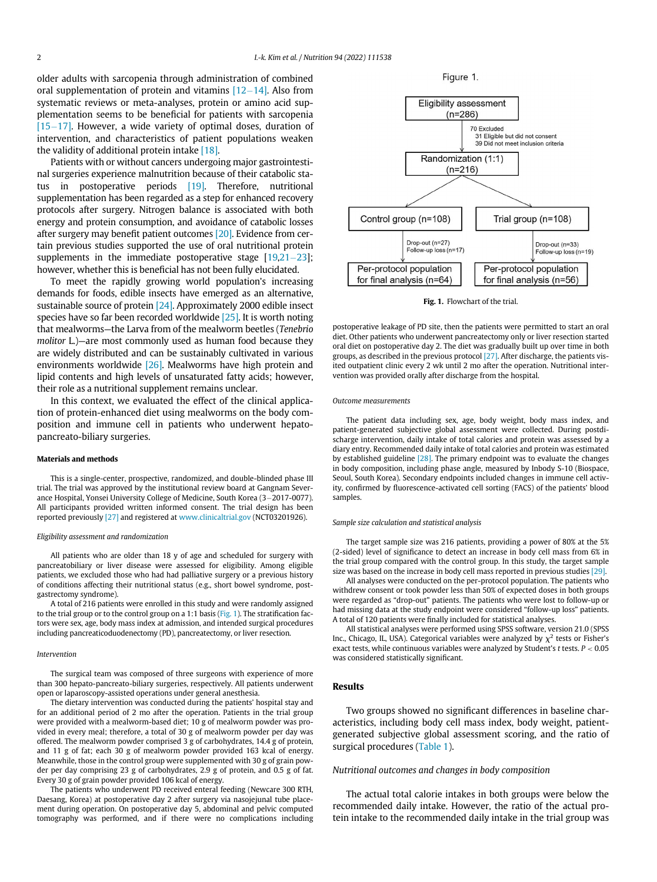older adults with sarcopenia through administration of combined oral supplementation of protein and vitamins [12–14]. Also from systematic reviews or meta-analyses, protein or amino acid supplementation seems to be beneficial for patients with sarcopenia [15–17]. However, a wide variety of optimal doses, duration of intervention, and characteristics of patient populations weaken the validity of additional protein intake [18].

Patients with or without cancers undergoing major gastrointestinal surgeries experience malnutrition because of their catabolic status in postoperative periods [19]. Therefore, nutritional supplementation has been regarded as a step for enhanced recovery protocols after surgery. Nitrogen balance is associated with both energy and protein consumption, and avoidance of catabolic losses after surgery may benefit patient outcomes [20]. Evidence from certain previous studies supported the use of oral nutritional protein supplements in the immediate postoperative stage [19,21–23]; however, whether this is beneficial has not been fully elucidated.

To meet the rapidly growing world population's increasing demands for foods, edible insects have emerged as an alternative, sustainable source of protein [24]. Approximately 2000 edible insect species have so far been recorded worldwide [25]. It is worth noting that mealworms—the Larva from of the mealworm beetles (*Tenebrio molitor* L.)—are most commonly used as human food because they are widely distributed and can be sustainably cultivated in various environments worldwide [26]. Mealworms have high protein and lipid contents and high levels of unsaturated fatty acids; however, their role as a nutritional supplement remains unclear.

In this context, we evaluated the effect of the clinical application of protein-enhanced diet using mealworms on the body composition and immune cell in patients who underwent hepato-pancreato-biliary surgeries.

## Materials and methods

This is a single-center, prospective, randomized, and double-blinded phase III trial. The trial was approved by the institutional review board at Gangnam Severance Hospital, Yonsei University College of Medicine, South Korea (3–2017-0077). All participants provided written informed consent. The trial design has been reported previously [27] and registered at www.clinicaltrial.gov (NCT03201926).

### Eligibility assessment and randomization

All patients who are older than 18 y of age and scheduled for surgery with pancreatobiliary or liver disease were assessed for eligibility. Among eligible patients, we excluded those who had had palliative surgery or a previous history of conditions affecting their nutritional status (e.g., short bowel syndrome, post-gastrectomy syndrome).

A total of 216 patients were enrolled in this study and were randomly assigned to the trial group or to the control group on a 1:1 basis (Fig. 1). The stratification factors were sex, age, body mass index at admission, and intended surgical procedures including pancreaticoduodenectomy (PD), pancreatectomy, or liver resection.

### Intervention

The surgical team was composed of three surgeons with experience of more than 300 hepato-pancreato-biliary surgeries, respectively. All patients underwent open or laparoscopy-assisted operations under general anesthesia.

The dietary intervention was conducted during the patients' hospital stay and for an additional period of 2 mo after the operation. Patients in the trial group were provided with a mealworm-based diet; 10 g of mealworm powder was provided in every meal; therefore, a total of 30 g of mealworm powder per day was offered. The mealworm powder comprised 3 g of carbohydrates, 14.4 g of protein, and 11 g of fat; each 30 g of mealworm powder provided 163 kcal of energy. Meanwhile, those in the control group were supplemented with 30 g of grain powder per day comprising 23 g of carbohydrates, 2.9 g of protein, and 0.5 g of fat. Every 30 g of grain powder provided 106 kcal of energy.

The patients who underwent PD received enteral feeding (Newcare 300 RTH, Daesang, Korea) at postoperative day 2 after surgery via nasojejunal tube placement during operation. On postoperative day 5, abdominal and pelvic computed tomography was performed, and if there were no complications including

Figure 1.

| Eligibility assessment (n=286) | |
|---|---|
| 70 Excluded: 31 Eligible but did not consent; 39 Did not meet inclusion criteria | |
| Randomization (1:1) (n=216) | |
| Control group (n=108) | Trial group (n=108) |
| Drop-out (n=27); Follow-up loss (n=17) | Drop-out (n=33); Follow-up loss (n=19) |
| Per-protocol population for final analysis (n=64) | Per-protocol population for final analysis (n=56) |

**Fig. 1.** Flowchart of the trial.

postoperative leakage of PD site, then the patients were permitted to start an oral diet. Other patients who underwent pancreatectomy only or liver resection started oral diet on postoperative day 2. The diet was gradually built up over time in both groups, as described in the previous protocol [27]. After discharge, the patients visited outpatient clinic every 2 wk until 2 mo after the operation. Nutritional intervention was provided orally after discharge from the hospital.

### Outcome measurements

The patient data including sex, age, body weight, body mass index, and patient-generated subjective global assessment were collected. During postdischarge intervention, daily intake of total calories and protein was assessed by a diary entry. Recommended daily intake of total calories and protein was estimated by established guideline [28]. The primary endpoint was to evaluate the changes in body composition, including phase angle, measured by Inbody S-10 (Biospace, Seoul, South Korea). Secondary endpoints included changes in immune cell activity, confirmed by fluorescence-activated cell sorting (FACS) of the patients' blood samples.

### Sample size calculation and statistical analysis

The target sample size was 216 patients, providing a power of 80% at the 5% (2-sided) level of significance to detect an increase in body cell mass from 6% in the trial group compared with the control group. In this study, the target sample size was based on the increase in body cell mass reported in previous studies [29].

All analyses were conducted on the per-protocol population. The patients who withdrew consent or took powder less than 50% of expected doses in both groups were regarded as "drop-out" patients. The patients who were lost to follow-up or had missing data at the study endpoint were considered "follow-up loss" patients. A total of 120 patients were finally included for statistical analyses.

All statistical analyses were performed using SPSS software, version 21.0 (SPSS Inc., Chicago, IL, USA). Categorical variables were analyzed by $\chi^2$ tests or Fisher's exact tests, while continuous variables were analyzed by Student's *t* tests. $P < 0.05$ was considered statistically significant.

## Results

Two groups showed no significant differences in baseline characteristics, including body cell mass index, body weight, patient-generated subjective global assessment scoring, and the ratio of surgical procedures (Table 1).

### Nutritional outcomes and changes in body composition

The actual total calorie intakes in both groups were below the recommended daily intake. However, the ratio of the actual protein intake to the recommended daily intake in the trial group was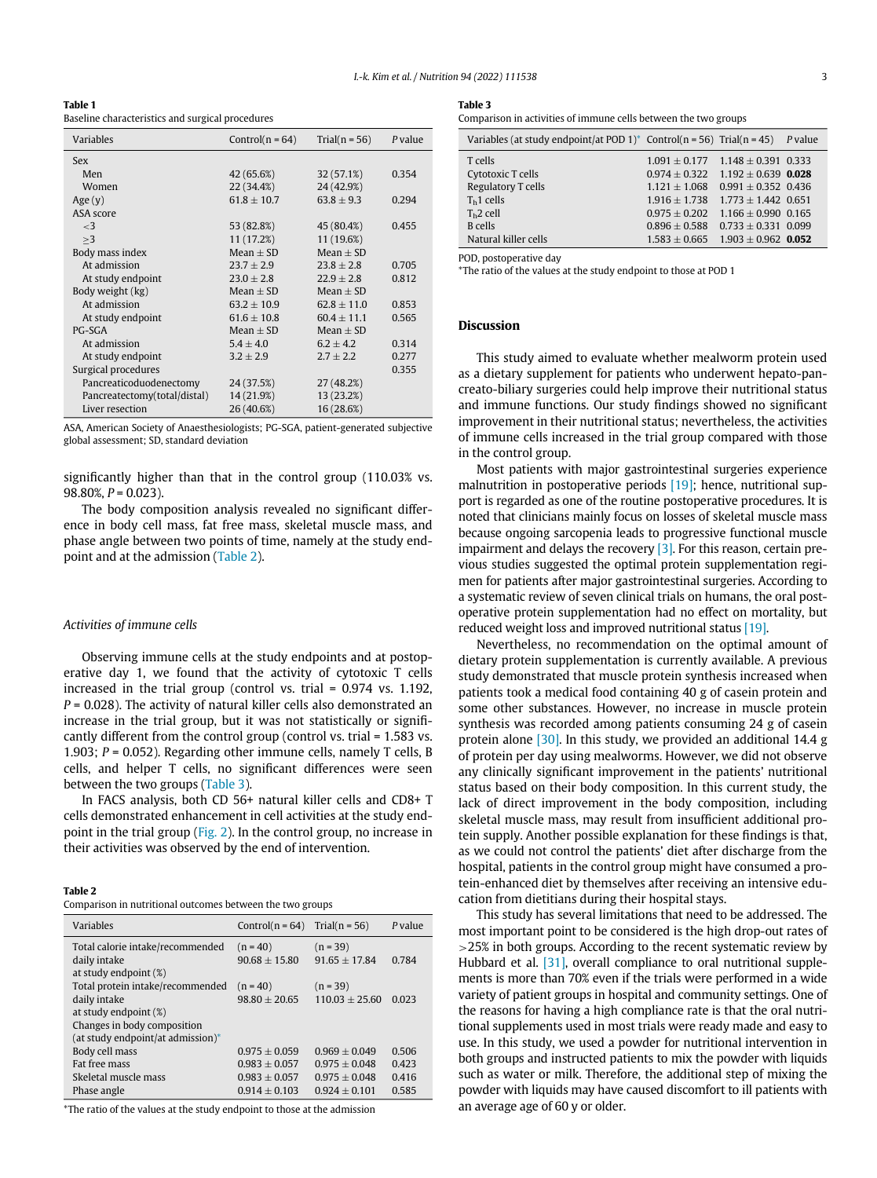**Table 1**
Baseline characteristics and surgical procedures

| Variables | Control(n = 64) | Trial(n = 56) | P value |
|---|---|---|---|
| Sex | | | |
| Men | 42 (65.6%) | 32 (57.1%) | 0.354 |
| Women | 22 (34.4%) | 24 (42.9%) | |
| Age (y) | 61.8 ± 10.7 | 63.8 ± 9.3 | 0.294 |
| ASA score | | | |
| <3 | 53 (82.8%) | 45 (80.4%) | 0.455 |
| ≥3 | 11 (17.2%) | 11 (19.6%) | |
| Body mass index | Mean ± SD | Mean ± SD | |
| At admission | 23.7 ± 2.9 | 23.8 ± 2.8 | 0.705 |
| At study endpoint | 23.0 ± 2.8 | 22.9 ± 2.8 | 0.812 |
| Body weight (kg) | Mean ± SD | Mean ± SD | |
| At admission | 63.2 ± 10.9 | 62.8 ± 11.0 | 0.853 |
| At study endpoint | 61.6 ± 10.8 | 60.4 ± 11.1 | 0.565 |
| PG-SGA | Mean ± SD | Mean ± SD | |
| At admission | 5.4 ± 4.0 | 6.2 ± 4.2 | 0.314 |
| At study endpoint | 3.2 ± 2.9 | 2.7 ± 2.2 | 0.277 |
| Surgical procedures | | | 0.355 |
| Pancreaticoduodenectomy | 24 (37.5%) | 27 (48.2%) | |
| Pancreatectomy(total/distal) | 14 (21.9%) | 13 (23.2%) | |
| Liver resection | 26 (40.6%) | 16 (28.6%) | |

ASA, American Society of Anaesthesiologists; PG-SGA, patient-generated subjective global assessment; SD, standard deviation

significantly higher than that in the control group (110.03% vs. 98.80%, $P = 0.023$).

The body composition analysis revealed no significant difference in body cell mass, fat free mass, skeletal muscle mass, and phase angle between two points of time, namely at the study endpoint and at the admission (Table 2).

### Activities of immune cells

Observing immune cells at the study endpoints and at postoperative day 1, we found that the activity of cytotoxic T cells increased in the trial group (control vs. trial = 0.974 vs. 1.192, $P = 0.028$). The activity of natural killer cells also demonstrated an increase in the trial group, but it was not statistically or significantly different from the control group (control vs. trial = 1.583 vs. 1.903; $P = 0.052$). Regarding other immune cells, namely T cells, B cells, and helper T cells, no significant differences were seen between the two groups (Table 3).

In FACS analysis, both CD 56+ natural killer cells and CD8+ T cells demonstrated enhancement in cell activities at the study endpoint in the trial group (Fig. 2). In the control group, no increase in their activities was observed by the end of intervention.

**Table 2**
Comparison in nutritional outcomes between the two groups

| Variables | Control(n = 64) | Trial(n = 56) | P value |
|---|---|---|---|
| Total calorie intake/recommended daily intake at study endpoint (%) | (n = 40) 90.68 ± 15.80 | (n = 39) 91.65 ± 17.84 | 0.784 |
| Total protein intake/recommended daily intake at study endpoint (%) | (n = 40) 98.80 ± 20.65 | (n = 39) 110.03 ± 25.60 | 0.023 |
| Changes in body composition (at study endpoint/at admission)* | | | |
| Body cell mass | 0.975 ± 0.059 | 0.969 ± 0.049 | 0.506 |
| Fat free mass | 0.983 ± 0.057 | 0.975 ± 0.048 | 0.423 |
| Skeletal muscle mass | 0.983 ± 0.057 | 0.975 ± 0.048 | 0.416 |
| Phase angle | 0.914 ± 0.103 | 0.924 ± 0.101 | 0.585 |

*The ratio of the values at the study endpoint to those at the admission

**Table 3**
Comparison in activities of immune cells between the two groups

| Variables (at study endpoint/at POD 1)* | Control(n = 56) | Trial(n = 45) | P value |
|---|---|---|---|
| T cells | 1.091 ± 0.177 | 1.148 ± 0.391 | 0.333 |
| Cytotoxic T cells | 0.974 ± 0.322 | 1.192 ± 0.639 | **0.028** |
| Regulatory T cells | 1.121 ± 1.068 | 0.991 ± 0.352 | 0.436 |
| $T_h1$ cells | 1.916 ± 1.738 | 1.773 ± 1.442 | 0.651 |
| $T_h2$ cell | 0.975 ± 0.202 | 1.166 ± 0.990 | 0.165 |
| B cells | 0.896 ± 0.588 | 0.733 ± 0.331 | 0.099 |
| Natural killer cells | 1.583 ± 0.665 | 1.903 ± 0.962 | **0.052** |

POD, postoperative day
*The ratio of the values at the study endpoint to those at POD 1

## Discussion

This study aimed to evaluate whether mealworm protein used as a dietary supplement for patients who underwent hepato-pancreato-biliary surgeries could help improve their nutritional status and immune functions. Our study findings showed no significant improvement in their nutritional status; nevertheless, the activities of immune cells increased in the trial group compared with those in the control group.

Most patients with major gastrointestinal surgeries experience malnutrition in postoperative periods [19]; hence, nutritional support is regarded as one of the routine postoperative procedures. It is noted that clinicians mainly focus on losses of skeletal muscle mass because ongoing sarcopenia leads to progressive functional muscle impairment and delays the recovery [3]. For this reason, certain previous studies suggested the optimal protein supplementation regimen for patients after major gastrointestinal surgeries. According to a systematic review of seven clinical trials on humans, the oral postoperative protein supplementation had no effect on mortality, but reduced weight loss and improved nutritional status [19].

Nevertheless, no recommendation on the optimal amount of dietary protein supplementation is currently available. A previous study demonstrated that muscle protein synthesis increased when patients took a medical food containing 40 g of casein protein and some other substances. However, no increase in muscle protein synthesis was recorded among patients consuming 24 g of casein protein alone [30]. In this study, we provided an additional 14.4 g of protein per day using mealworms. However, we did not observe any clinically significant improvement in the patients' nutritional status based on their body composition. In this current study, the lack of direct improvement in the body composition, including skeletal muscle mass, may result from insufficient additional protein supply. Another possible explanation for these findings is that, as we could not control the patients' diet after discharge from the hospital, patients in the control group might have consumed a protein-enhanced diet by themselves after receiving an intensive education from dietitians during their hospital stays.

This study has several limitations that need to be addressed. The most important point to be considered is the high drop-out rates of >25% in both groups. According to the recent systematic review by Hubbard et al. [31], overall compliance to oral nutritional supplements is more than 70% even if the trials were performed in a wide variety of patient groups in hospital and community settings. One of the reasons for having a high compliance rate is that the oral nutritional supplements used in most trials were ready made and easy to use. In this study, we used a powder for nutritional intervention in both groups and instructed patients to mix the powder with liquids such as water or milk. Therefore, the additional step of mixing the powder with liquids may have caused discomfort to ill patients with an average age of 60 y or older.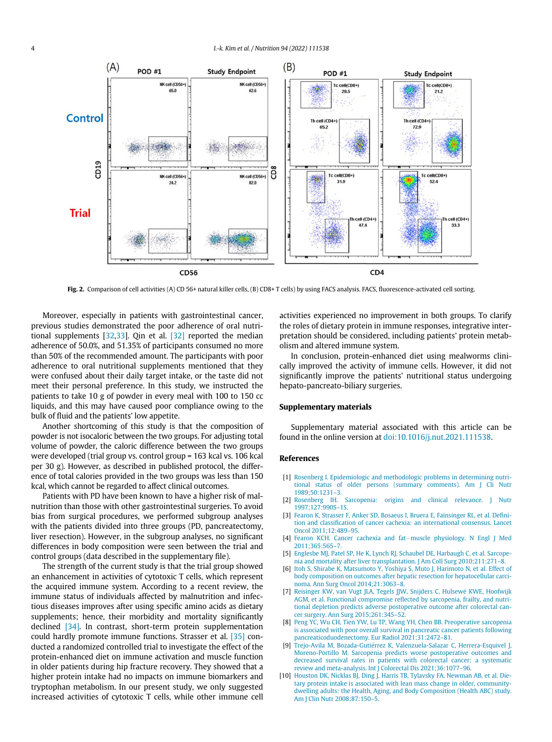Fig. 2. Comparison of cell activities (A) CD 56+ natural killer cells, (B) CD8+ T cells) by using FACS analysis. FACS, fluorescence-activated cell sorting.

Moreover, especially in patients with gastrointestinal cancer, previous studies demonstrated the poor adherence of oral nutritional supplements [32,33]. Qin et al. [32] reported the median adherence of 50.0%, and 51.35% of participants consumed no more than 50% of the recommended amount. The participants with poor adherence to oral nutritional supplements mentioned that they were confused about their daily target intake, or the taste did not meet their personal preference. In this study, we instructed the patients to take 10 g of powder in every meal with 100 to 150 cc liquids, and this may have caused poor compliance owing to the bulk of fluid and the patients' low appetite.

Another shortcoming of this study is that the composition of powder is not isocaloric between the two groups. For adjusting total volume of powder, the caloric difference between the two groups were developed (trial group vs. control group = 163 kcal vs. 106 kcal per 30 g). However, as described in published protocol, the difference of total calories provided in the two groups was less than 150 kcal, which cannot be regarded to affect clinical outcomes.

Patients with PD have been known to have a higher risk of malnutrition than those with other gastrointestinal surgeries. To avoid bias from surgical procedures, we performed subgroup analyses with the patients divided into three groups (PD, pancreatectomy, liver resection). However, in the subgroup analyses, no significant differences in body composition were seen between the trial and control groups (data described in the supplementary file).

The strength of the current study is that the trial group showed an enhancement in activities of cytotoxic T cells, which represent the acquired immune system. According to a recent review, the immune status of individuals affected by malnutrition and infectious diseases improves after using specific amino acids as dietary supplements; hence, their morbidity and mortality significantly declined [34]. In contrast, short-term protein supplementation could hardly promote immune functions. Strasser et al. [35] conducted a randomized controlled trial to investigate the effect of the protein-enhanced diet on immune activation and muscle function in older patients during hip fracture recovery. They showed that a higher protein intake had no impacts on immune biomarkers and tryptophan metabolism. In our present study, we only suggested increased activities of cytotoxic T cells, while other immune cell activities experienced no improvement in both groups. To clarify the roles of dietary protein in immune responses, integrative interpretation should be considered, including patients' protein metabolism and altered immune system.

In conclusion, protein-enhanced diet using mealworms clinically improved the activity of immune cells. However, it did not significantly improve the patients' nutritional status undergoing hepato-pancreato-biliary surgeries.

## Supplementary materials

Supplementary material associated with this article can be found in the online version at doi:10.1016/j.nut.2021.111538.

## References

[1] Rosenberg I. Epidemiologic and methodologic problems in determining nutritional status of older persons (summary comments). Am J Cli Nutr 1989;50:1231–3.
[2] Rosenberg IH. Sarcopenia: origins and clinical relevance. J Nutr 1997;127:990S–1S.
[3] Fearon K, Strasser F, Anker SD, Bosaeus I, Bruera E, Fainsinger RL, et al. Definition and classification of cancer cachexia: an international consensus. Lancet Oncol 2011;12:489–95.
[4] Fearon KCH. Cancer cachexia and fat−muscle physiology. N Engl J Med 2011;365:565–7.
[5] Englesbe MJ, Patel SP, He K, Lynch RJ, Schaubel DE, Harbaugh C, et al. Sarcopenia and mortality after liver transplantation. J Am Coll Surg 2010;211:271–8.
[6] Itoh S, Shirabe K, Matsumoto Y, Yoshiya S, Muto J, Harimoto N, et al. Effect of body composition on outcomes after hepatic resection for hepatocellular carcinoma. Ann Surg Oncol 2014;21:3063–8.
[7] Reisinger KW, van Vugt JLA, Tegels JJW, Snijders C, Hulsewé KWE, Hoofwijk AGM, et al. Functional compromise reflected by sarcopenia, frailty, and nutritional depletion predicts adverse postoperative outcome after colorectal cancer surgery. Ann Surg 2015;261:345–52.
[8] Peng YC, Wu CH, Tien YW, Lu TP, Wang YH, Chen BB. Preoperative sarcopenia is associated with poor overall survival in pancreatic cancer patients following pancreaticoduodenectomy. Eur Radiol 2021;31:2472–81.
[9] Trejo-Avila M, Bozada-Gutiérrez K, Valenzuela-Salazar C, Herrera-Esquivel J, Moreno-Portillo M. Sarcopenia predicts worse postoperative outcomes and decreased survival rates in patients with colorectal cancer: a systematic review and meta-analysis. Int J Colorectal Dis 2021;36:1077–96.
[10] Houston DK, Nicklas BJ, Ding J, Harris TB, Tylavsky FA, Newman AB, et al. Dietary protein intake is associated with lean mass change in older, community-dwelling adults: the Health, Aging, and Body Composition (Health ABC) study. Am J Clin Nutr 2008;87:150–5.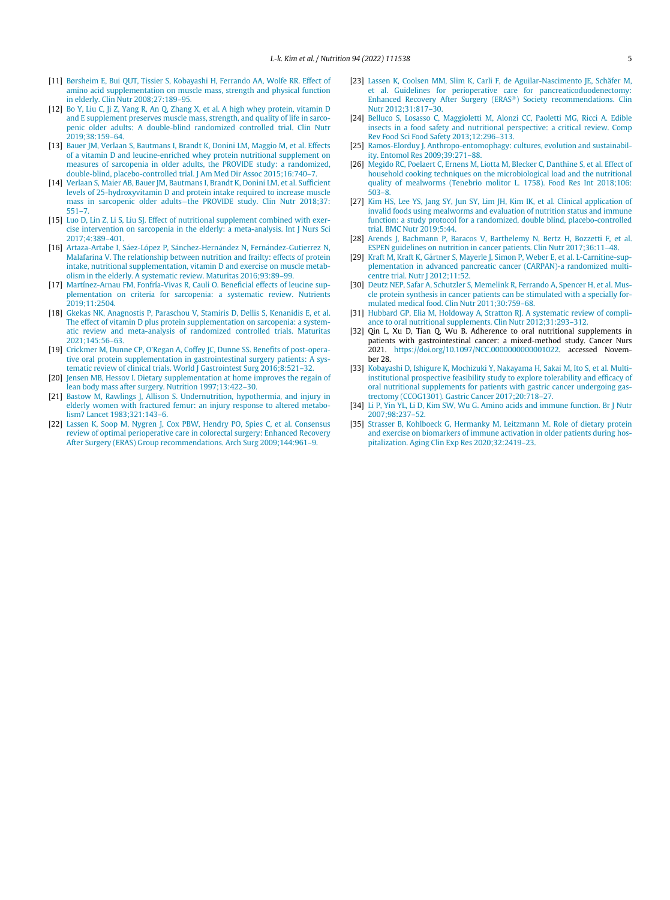[11] Børsheim E, Bui QUT, Tissier S, Kobayashi H, Ferrando AA, Wolfe RR. Effect of amino acid supplementation on muscle mass, strength and physical function in elderly. Clin Nutr 2008;27:189–95.

[12] Bo Y, Liu C, Ji Z, Yang R, An Q, Zhang X, et al. A high whey protein, vitamin D and E supplement preserves muscle mass, strength, and quality of life in sarcopenic older adults: A double-blind randomized controlled trial. Clin Nutr 2019;38:159–64.

[13] Bauer JM, Verlaan S, Bautmans I, Brandt K, Donini LM, Maggio M, et al. Effects of a vitamin D and leucine-enriched whey protein nutritional supplement on measures of sarcopenia in older adults, the PROVIDE study: a randomized, double-blind, placebo-controlled trial. J Am Med Dir Assoc 2015;16:740–7.

[14] Verlaan S, Maier AB, Bauer JM, Bautmans I, Brandt K, Donini LM, et al. Sufficient levels of 25-hydroxyvitamin D and protein intake required to increase muscle mass in sarcopenic older adults—the PROVIDE study. Clin Nutr 2018;37: 551–7.

[15] Luo D, Lin Z, Li S, Liu SJ. Effect of nutritional supplement combined with exercise intervention on sarcopenia in the elderly: a meta-analysis. Int J Nurs Sci 2017;4:389–401.

[16] Artaza-Artabe I, Sáez-López P, Sánchez-Hernández N, Fernández-Gutierrez N, Malafarina V. The relationship between nutrition and frailty: effects of protein intake, nutritional supplementation, vitamin D and exercise on muscle metabolism in the elderly. A systematic review. Maturitas 2016;93:89–99.

[17] Martínez-Arnau FM, Fonfría-Vivas R, Cauli O. Beneficial effects of leucine supplementation on criteria for sarcopenia: a systematic review. Nutrients 2019;11:2504.

[18] Gkekas NK, Anagnostis P, Paraschou V, Stamiris D, Dellis S, Kenanidis E, et al. The effect of vitamin D plus protein supplementation on sarcopenia: a systematic review and meta-analysis of randomized controlled trials. Maturitas 2021;145:56–63.

[19] Crickmer M, Dunne CP, O'Regan A, Coffey JC, Dunne SS. Benefits of post-operative oral protein supplementation in gastrointestinal surgery patients: A systematic review of clinical trials. World J Gastrointest Surg 2016;8:521–32.

[20] Jensen MB, Hessov I. Dietary supplementation at home improves the regain of lean body mass after surgery. Nutrition 1997;13:422–30.

[21] Bastow M, Rawlings J, Allison S. Undernutrition, hypothermia, and injury in elderly women with fractured femur: an injury response to altered metabolism? Lancet 1983;321:143–6.

[22] Lassen K, Soop M, Nygren J, Cox PBW, Hendry PO, Spies C, et al. Consensus review of optimal perioperative care in colorectal surgery: Enhanced Recovery After Surgery (ERAS) Group recommendations. Arch Surg 2009;144:961–9.

[23] Lassen K, Coolsen MM, Slim K, Carli F, de Aguilar-Nascimento JE, Schäfer M, et al. Guidelines for perioperative care for pancreaticoduodenectomy: Enhanced Recovery After Surgery (ERAS®) Society recommendations. Clin Nutr 2012;31:817–30.

[24] Belluco S, Losasso C, Maggioletti M, Alonzi CC, Paoletti MG, Ricci A. Edible insects in a food safety and nutritional perspective: a critical review. Comp Rev Food Sci Food Safety 2013;12:296–313.

[25] Ramos-Elorduy J. Anthropo-entomophagy: cultures, evolution and sustainability. Entomol Res 2009;39:271–88.

[26] Megido RC, Poelaert C, Ernens M, Liotta M, Blecker C, Danthine S, et al. Effect of household cooking techniques on the microbiological load and the nutritional quality of mealworms (Tenebrio molitor L. 1758). Food Res Int 2018;106: 503–8.

[27] Kim HS, Lee YS, Jang SY, Jun SY, Lim JH, Kim IK, et al. Clinical application of invalid foods using mealworms and evaluation of nutrition status and immune function: a study protocol for a randomized, double blind, placebo-controlled trial. BMC Nutr 2019;5:44.

[28] Arends J, Bachmann P, Baracos V, Barthelemy N, Bertz H, Bozzetti F, et al. ESPEN guidelines on nutrition in cancer patients. Clin Nutr 2017;36:11–48.

[29] Kraft M, Kraft K, Gärtner S, Mayerle J, Simon P, Weber E, et al. L-Carnitine-supplementation in advanced pancreatic cancer (CARPAN)-a randomized multicentre trial. Nutr J 2012;11:52.

[30] Deutz NEP, Safar A, Schutzler S, Memelink R, Ferrando A, Spencer H, et al. Muscle protein synthesis in cancer patients can be stimulated with a specially formulated medical food. Clin Nutr 2011;30:759–68.

[31] Hubbard GP, Elia M, Holdoway A, Stratton RJ. A systematic review of compliance to oral nutritional supplements. Clin Nutr 2012;31:293–312.

[32] Qin L, Xu D, Tian Q, Wu B. Adherence to oral nutritional supplements in patients with gastrointestinal cancer: a mixed-method study. Cancer Nurs 2021. https://doi.org/10.1097/NCC.0000000000001022. accessed November 28.

[33] Kobayashi D, Ishigure K, Mochizuki Y, Nakayama H, Sakai M, Ito S, et al. Multi-institutional prospective feasibility study to explore tolerability and efficacy of oral nutritional supplements for patients with gastric cancer undergoing gastrectomy (CCOG1301). Gastric Cancer 2017;20:718–27.

[34] Li P, Yin YL, Li D, Kim SW, Wu G. Amino acids and immune function. Br J Nutr 2007;98:237–52.

[35] Strasser B, Kohlboeck G, Hermanky M, Leitzmann M. Role of dietary protein and exercise on biomarkers of immune activation in older patients during hospitalization. Aging Clin Exp Res 2020;32:2419–23.